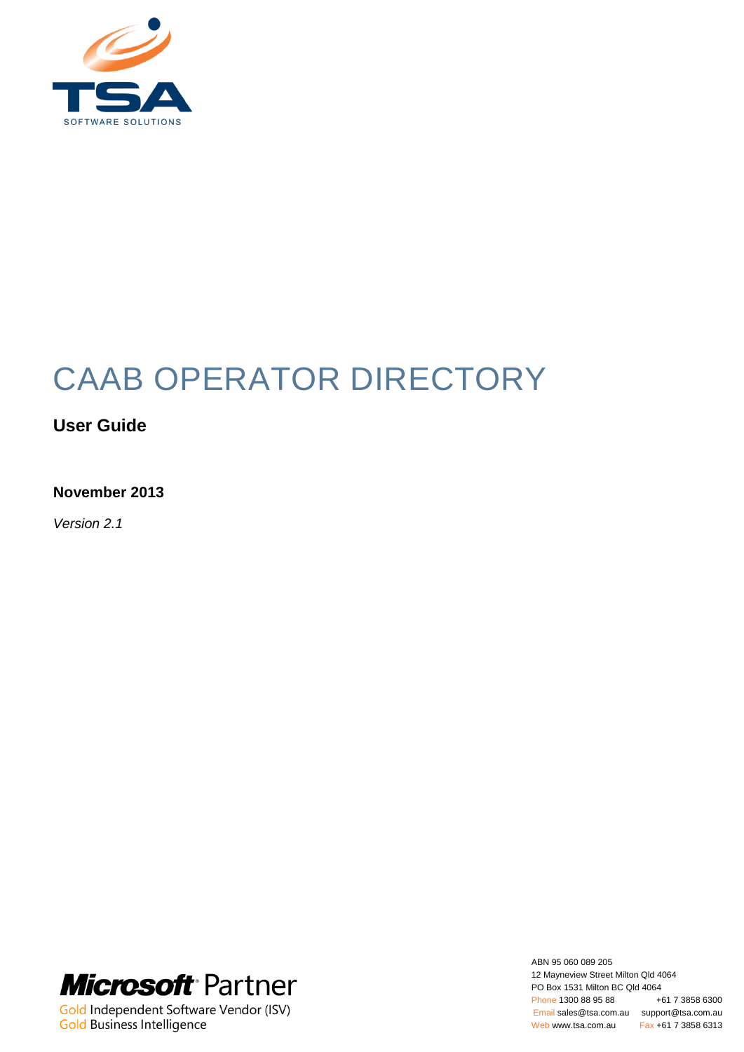TSA

SOFTWARE SOLUTIONS

# CAAB OPERATOR DIRECTORY

**User Guide**

**November 2013**

*Version 2.1*

Microsoft Partner

Gold Independent Software Vendor (ISV)
Gold Business Intelligence

ABN 95 060 089 205
12 Mayneview Street Milton Qld 4064
PO Box 1531 Milton BC Qld 4064
Phone 1300 88 95 88 +61 7 3858 6300
Email sales@tsa.com.au support@tsa.com.au
Web www.tsa.com.au Fax +61 7 3858 6313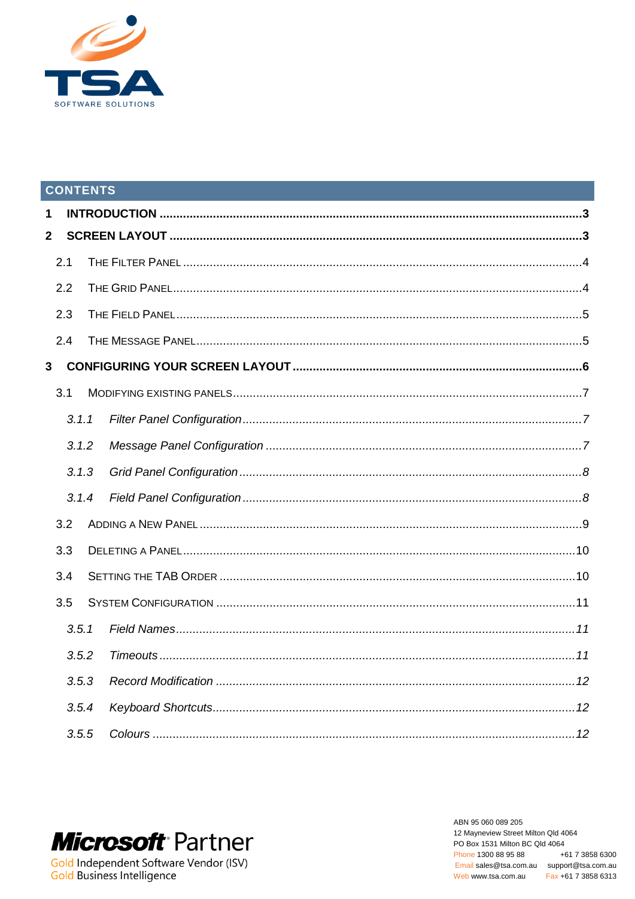## CONTENTS

1 INTRODUCTION .....3

2 SCREEN LAYOUT .....3

- 2.1 THE FILTER PANEL .....4
- 2.2 THE GRID PANEL .....4
- 2.3 THE FIELD PANEL .....5
- 2.4 THE MESSAGE PANEL .....5

3 CONFIGURING YOUR SCREEN LAYOUT .....6

- 3.1 MODIFYING EXISTING PANELS .....7
  - *3.1.1 Filter Panel Configuration .....7*
  - *3.1.2 Message Panel Configuration .....7*
  - *3.1.3 Grid Panel Configuration .....8*
  - *3.1.4 Field Panel Configuration .....8*
- 3.2 ADDING A NEW PANEL .....9
- 3.3 DELETING A PANEL .....10
- 3.4 SETTING THE TAB ORDER .....10
- 3.5 SYSTEM CONFIGURATION .....11
  - *3.5.1 Field Names .....11*
  - *3.5.2 Timeouts .....11*
  - *3.5.3 Record Modification .....12*
  - *3.5.4 Keyboard Shortcuts .....12*
  - *3.5.5 Colours .....12*

Microsoft Partner
Gold Independent Software Vendor (ISV)
Gold Business Intelligence

ABN 95 060 089 205
12 Mayneview Street Milton Qld 4064
PO Box 1531 Milton BC Qld 4064
Phone 1300 88 95 88 +61 7 3858 6300
Email sales@tsa.com.au support@tsa.com.au
Web www.tsa.com.au Fax +61 7 3858 6313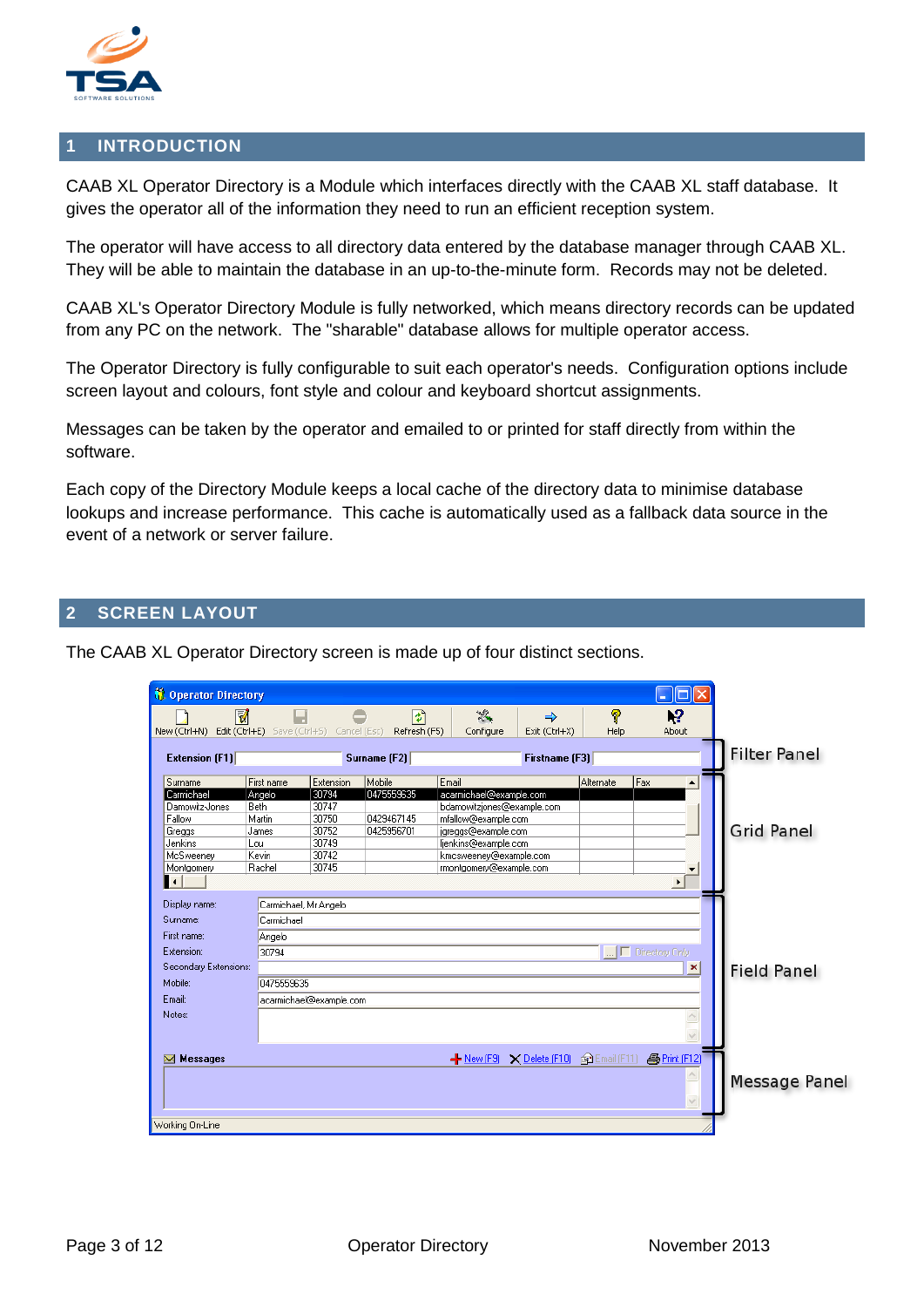# 1 INTRODUCTION

CAAB XL Operator Directory is a Module which interfaces directly with the CAAB XL staff database. It gives the operator all of the information they need to run an efficient reception system.

The operator will have access to all directory data entered by the database manager through CAAB XL. They will be able to maintain the database in an up-to-the-minute form. Records may not be deleted.

CAAB XL's Operator Directory Module is fully networked, which means directory records can be updated from any PC on the network. The "sharable" database allows for multiple operator access.

The Operator Directory is fully configurable to suit each operator's needs. Configuration options include screen layout and colours, font style and colour and keyboard shortcut assignments.

Messages can be taken by the operator and emailed to or printed for staff directly from within the software.

Each copy of the Directory Module keeps a local cache of the directory data to minimise database lookups and increase performance. This cache is automatically used as a fallback data source in the event of a network or server failure.

# 2 SCREEN LAYOUT

The CAAB XL Operator Directory screen is made up of four distinct sections.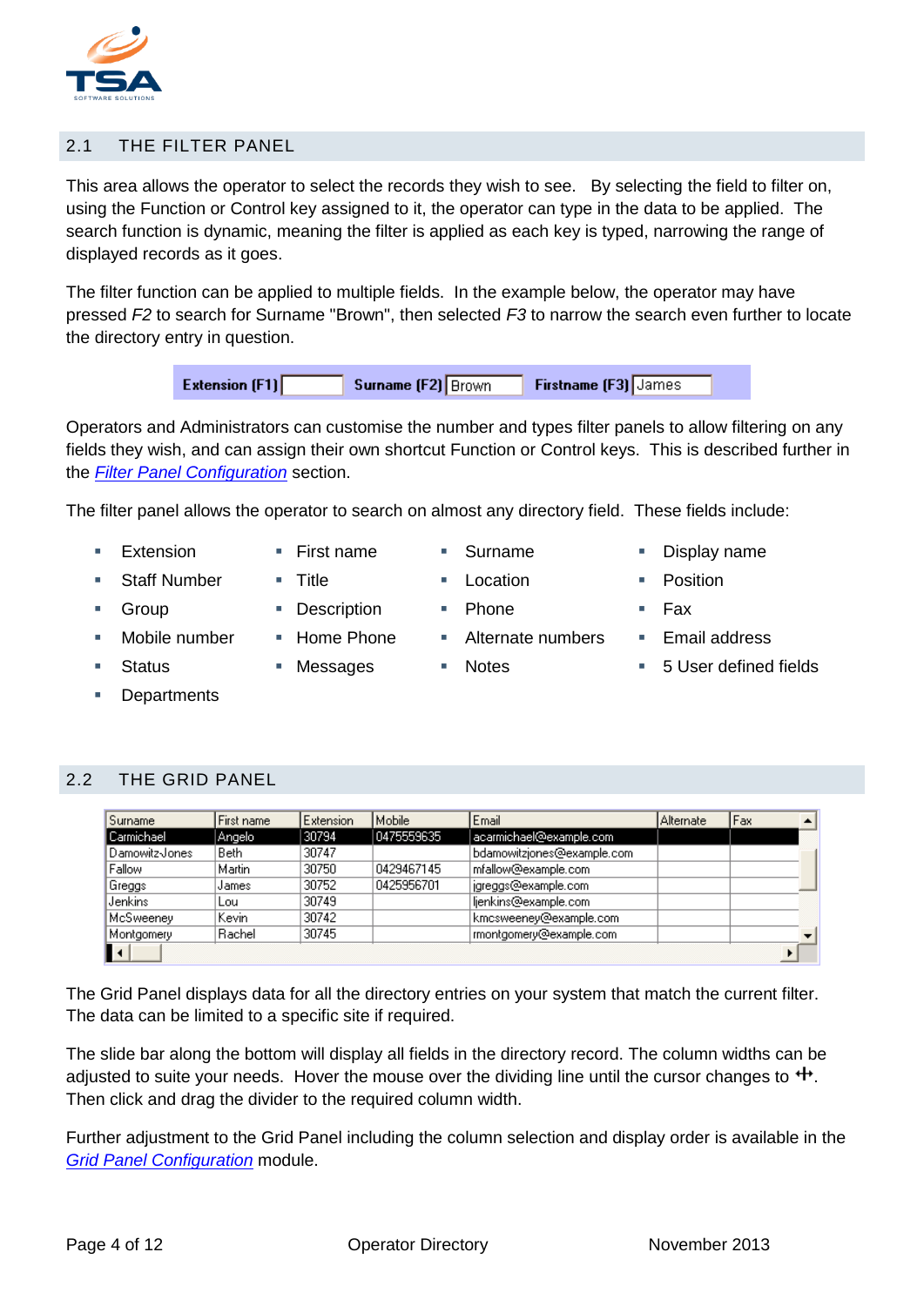## 2.1 THE FILTER PANEL

This area allows the operator to select the records they wish to see. By selecting the field to filter on, using the Function or Control key assigned to it, the operator can type in the data to be applied. The search function is dynamic, meaning the filter is applied as each key is typed, narrowing the range of displayed records as it goes.

The filter function can be applied to multiple fields. In the example below, the operator may have pressed *F2* to search for Surname "Brown", then selected *F3* to narrow the search even further to locate the directory entry in question.

| Extension (F1) | | Surname (F2) | Brown | Firstname (F3) | James |
|---|---|---|---|---|---|

Operators and Administrators can customise the number and types filter panels to allow filtering on any fields they wish, and can assign their own shortcut Function or Control keys. This is described further in the *Filter Panel Configuration* section.

The filter panel allows the operator to search on almost any directory field. These fields include:

- Extension
- First name
- Surname
- Display name
- Staff Number
- Title
- Location
- Position
- Group
- Description
- Phone
- Fax
- Mobile number
- Home Phone
- Alternate numbers
- Email address
- Status
- Messages
- Notes
- 5 User defined fields
- Departments

## 2.2 THE GRID PANEL

| Surname | First name | Extension | Mobile | Email | Alternate | Fax |
|---|---|---|---|---|---|---|
| Carmichael | Angelo | 30794 | 0475559635 | acarmichael@example.com | | |
| Damowitz-Jones | Beth | 30747 | | bdamowitzjones@example.com | | |
| Fallow | Martin | 30750 | 0429467145 | mfallow@example.com | | |
| Greggs | James | 30752 | 0425956701 | jgreggs@example.com | | |
| Jenkins | Lou | 30749 | | ljenkins@example.com | | |
| McSweeney | Kevin | 30742 | | kmcsweeney@example.com | | |
| Montgomery | Rachel | 30745 | | rmontgomery@example.com | | |

The Grid Panel displays data for all the directory entries on your system that match the current filter. The data can be limited to a specific site if required.

The slide bar along the bottom will display all fields in the directory record. The column widths can be adjusted to suite your needs. Hover the mouse over the dividing line until the cursor changes to ↔. Then click and drag the divider to the required column width.

Further adjustment to the Grid Panel including the column selection and display order is available in the *Grid Panel Configuration* module.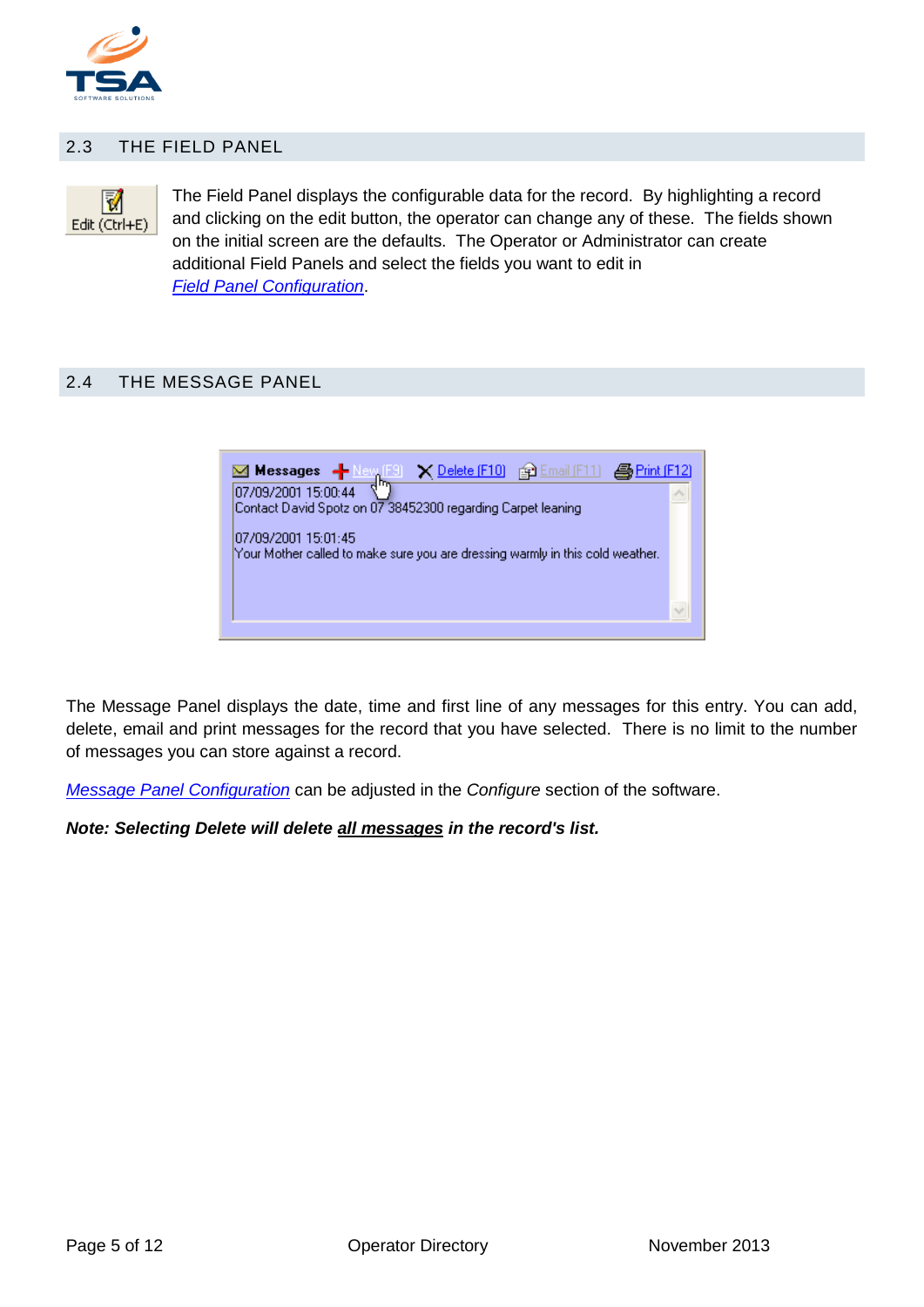## 2.3 THE FIELD PANEL

The Field Panel displays the configurable data for the record. By highlighting a record and clicking on the edit button, the operator can change any of these. The fields shown on the initial screen are the defaults. The Operator or Administrator can create additional Field Panels and select the fields you want to edit in *Field Panel Configuration*.

## 2.4 THE MESSAGE PANEL

The Message Panel displays the date, time and first line of any messages for this entry. You can add, delete, email and print messages for the record that you have selected. There is no limit to the number of messages you can store against a record.

*Message Panel Configuration* can be adjusted in the *Configure* section of the software.

***Note: Selecting Delete will delete all messages in the record's list.***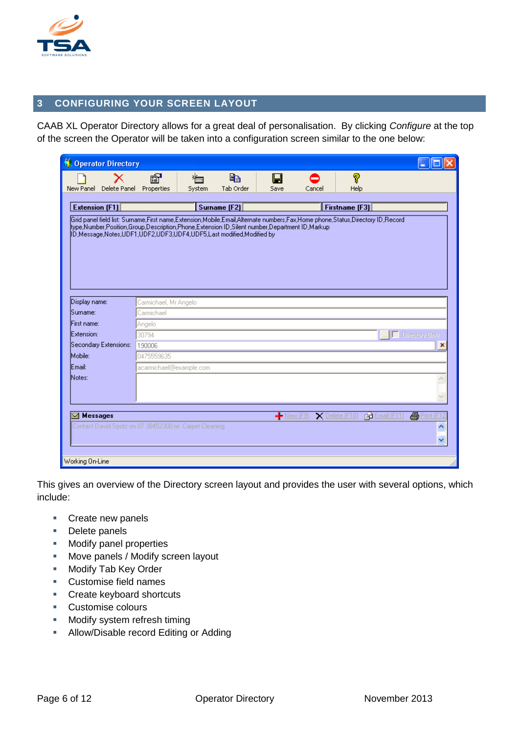# 3 CONFIGURING YOUR SCREEN LAYOUT

CAAB XL Operator Directory allows for a great deal of personalisation. By clicking *Configure* at the top of the screen the Operator will be taken into a configuration screen similar to the one below:

This gives an overview of the Directory screen layout and provides the user with several options, which include:

- Create new panels
- Delete panels
- Modify panel properties
- Move panels / Modify screen layout
- Modify Tab Key Order
- Customise field names
- Create keyboard shortcuts
- Customise colours
- Modify system refresh timing
- Allow/Disable record Editing or Adding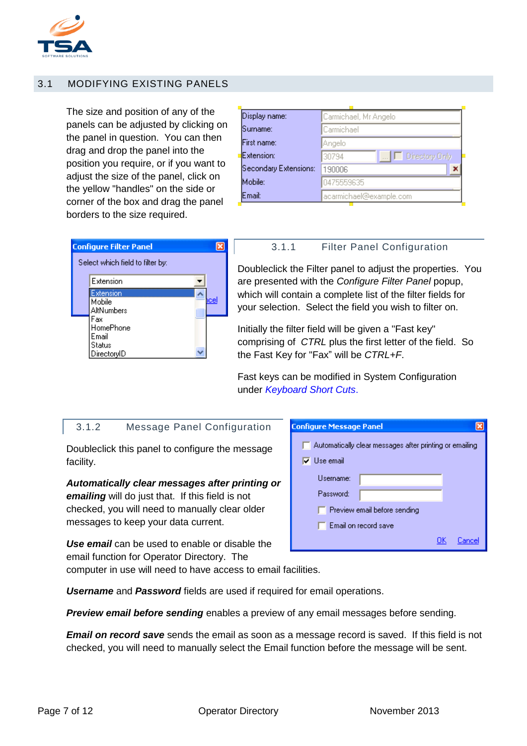## 3.1 MODIFYING EXISTING PANELS

The size and position of any of the panels can be adjusted by clicking on the panel in question. You can then drag and drop the panel into the position you require, or if you want to adjust the size of the panel, click on the yellow "handles" on the side or corner of the box and drag the panel borders to the size required.

### 3.1.1 Filter Panel Configuration

Doubleclick the Filter panel to adjust the properties. You are presented with the *Configure Filter Panel* popup, which will contain a complete list of the filter fields for your selection. Select the field you wish to filter on.

Initially the filter field will be given a "Fast key" comprising of *CTRL* plus the first letter of the field. So the Fast Key for "Fax" will be *CTRL+F.*

Fast keys can be modified in System Configuration under *Keyboard Short Cuts*.

### 3.1.2 Message Panel Configuration

Doubleclick this panel to configure the message facility.

***Automatically clear messages after printing or emailing*** will do just that. If this field is not checked, you will need to manually clear older messages to keep your data current.

***Use email*** can be used to enable or disable the email function for Operator Directory. The computer in use will need to have access to email facilities.

***Username*** and ***Password*** fields are used if required for email operations.

***Preview email before sending*** enables a preview of any email messages before sending.

***Email on record save*** sends the email as soon as a message record is saved. If this field is not checked, you will need to manually select the Email function before the message will be sent.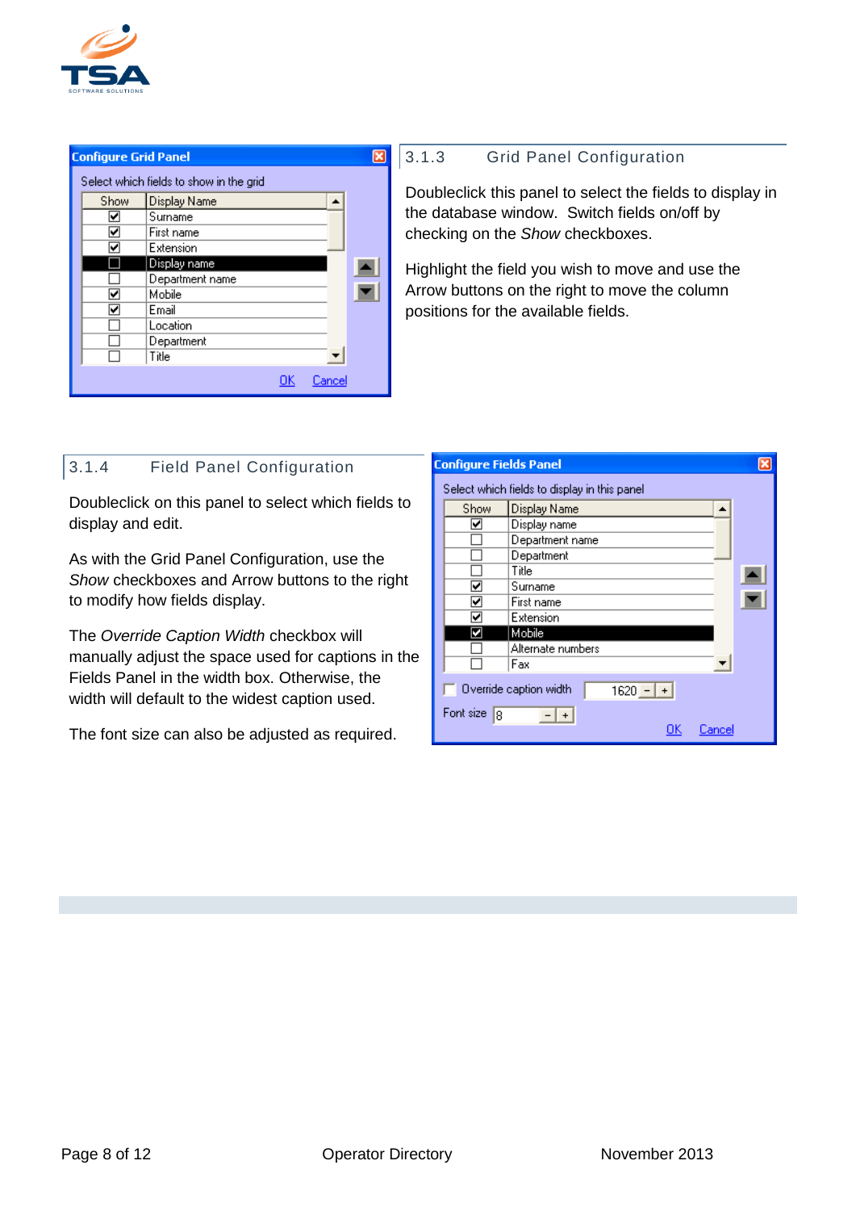### 3.1.3 Grid Panel Configuration

Doubleclick this panel to select the fields to display in the database window. Switch fields on/off by checking on the *Show* checkboxes.

Highlight the field you wish to move and use the Arrow buttons on the right to move the column positions for the available fields.

### 3.1.4 Field Panel Configuration

Doubleclick on this panel to select which fields to display and edit.

As with the Grid Panel Configuration, use the *Show* checkboxes and Arrow buttons to the right to modify how fields display.

The *Override Caption Width* checkbox will manually adjust the space used for captions in the Fields Panel in the width box. Otherwise, the width will default to the widest caption used.

The font size can also be adjusted as required.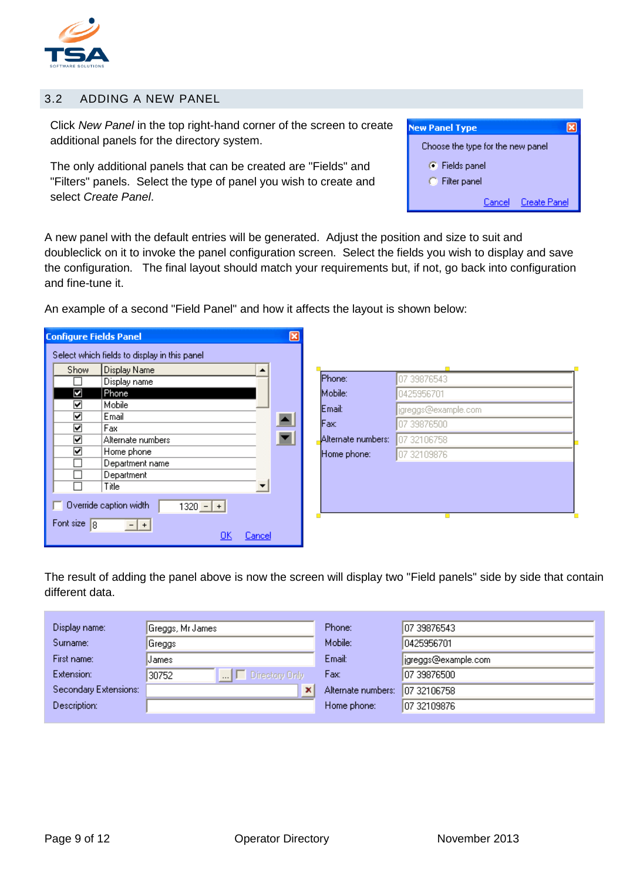## 3.2 ADDING A NEW PANEL

Click *New Panel* in the top right-hand corner of the screen to create additional panels for the directory system.

The only additional panels that can be created are "Fields" and "Filters" panels. Select the type of panel you wish to create and select *Create Panel*.

A new panel with the default entries will be generated. Adjust the position and size to suit and doubleclick on it to invoke the panel configuration screen. Select the fields you wish to display and save the configuration. The final layout should match your requirements but, if not, go back into configuration and fine-tune it.

An example of a second "Field Panel" and how it affects the layout is shown below:

The result of adding the panel above is now the screen will display two "Field panels" side by side that contain different data.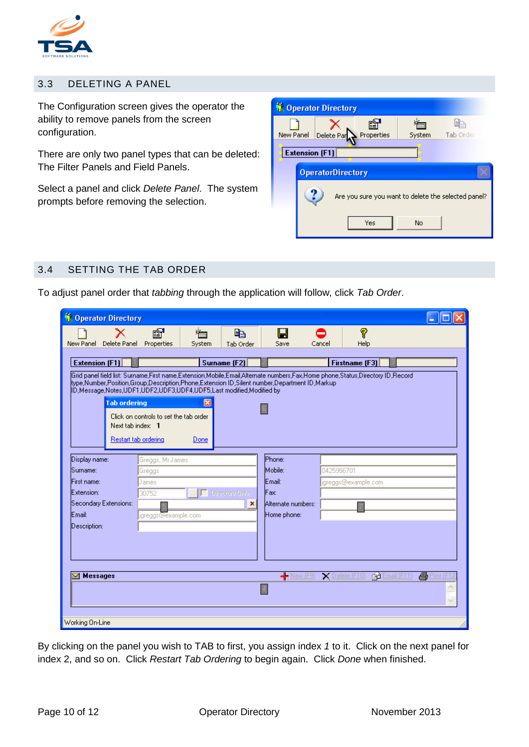## 3.3 DELETING A PANEL

The Configuration screen gives the operator the ability to remove panels from the screen configuration.

There are only two panel types that can be deleted: The Filter Panels and Field Panels.

Select a panel and click *Delete Panel*. The system prompts before removing the selection.

## 3.4 SETTING THE TAB ORDER

To adjust panel order that *tabbing* through the application will follow, click *Tab Order*.

By clicking on the panel you wish to TAB to first, you assign index *1* to it. Click on the next panel for index 2, and so on. Click *Restart Tab Ordering* to begin again. Click *Done* when finished.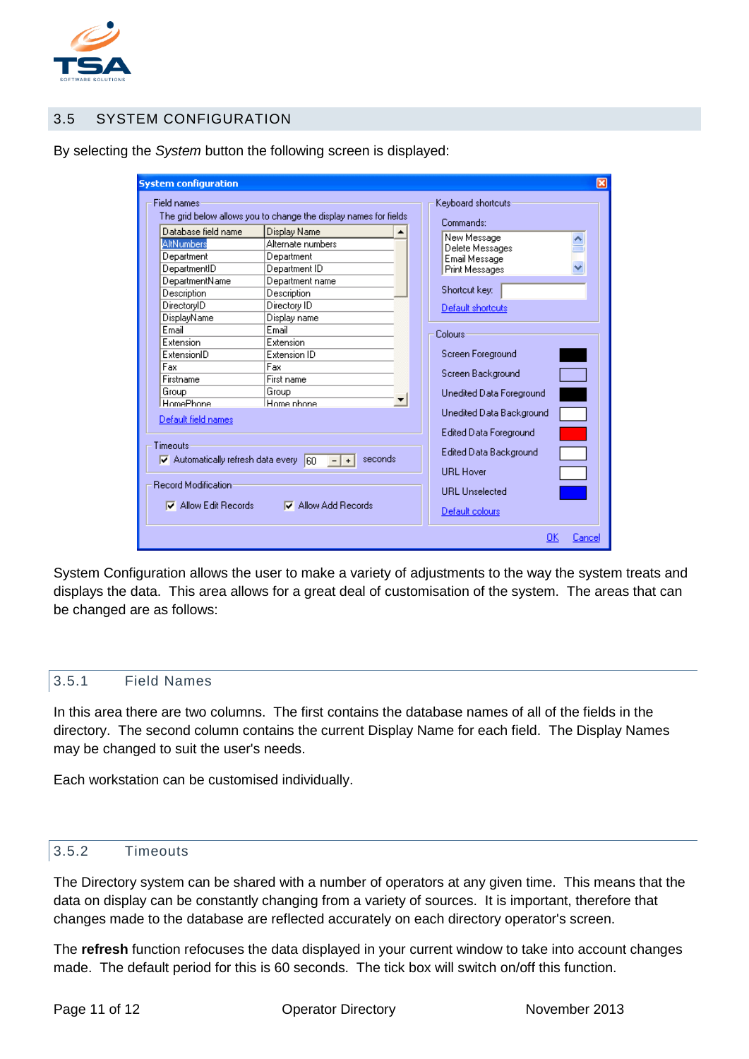## 3.5 SYSTEM CONFIGURATION

By selecting the *System* button the following screen is displayed:

System Configuration allows the user to make a variety of adjustments to the way the system treats and displays the data. This area allows for a great deal of customisation of the system. The areas that can be changed are as follows:

### 3.5.1 Field Names

In this area there are two columns. The first contains the database names of all of the fields in the directory. The second column contains the current Display Name for each field. The Display Names may be changed to suit the user's needs.

Each workstation can be customised individually.

### 3.5.2 Timeouts

The Directory system can be shared with a number of operators at any given time. This means that the data on display can be constantly changing from a variety of sources. It is important, therefore that changes made to the database are reflected accurately on each directory operator's screen.

The **refresh** function refocuses the data displayed in your current window to take into account changes made. The default period for this is 60 seconds. The tick box will switch on/off this function.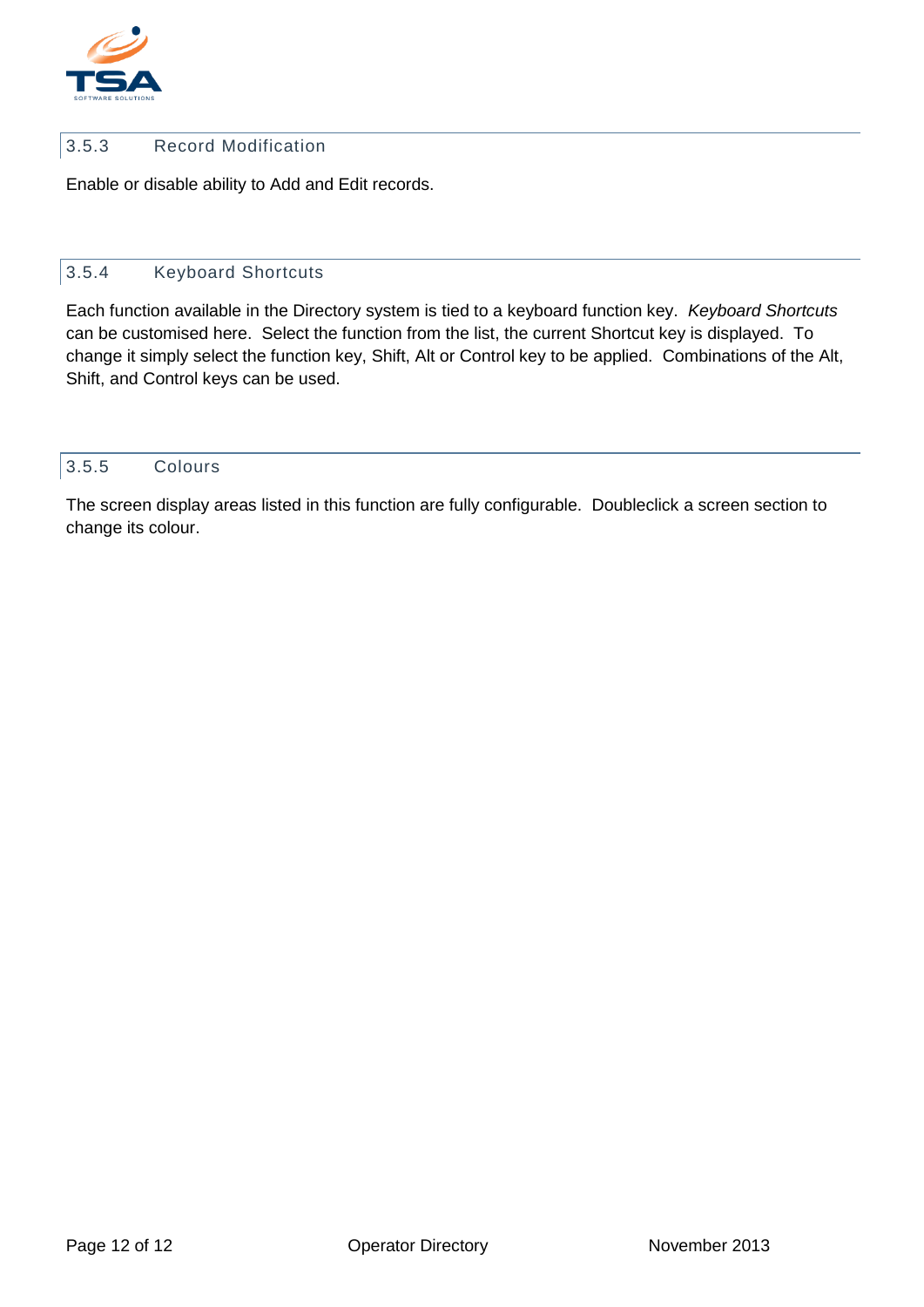### 3.5.3 Record Modification

Enable or disable ability to Add and Edit records.

### 3.5.4 Keyboard Shortcuts

Each function available in the Directory system is tied to a keyboard function key. *Keyboard Shortcuts* can be customised here. Select the function from the list, the current Shortcut key is displayed. To change it simply select the function key, Shift, Alt or Control key to be applied. Combinations of the Alt, Shift, and Control keys can be used.

### 3.5.5 Colours

The screen display areas listed in this function are fully configurable. Doubleclick a screen section to change its colour.